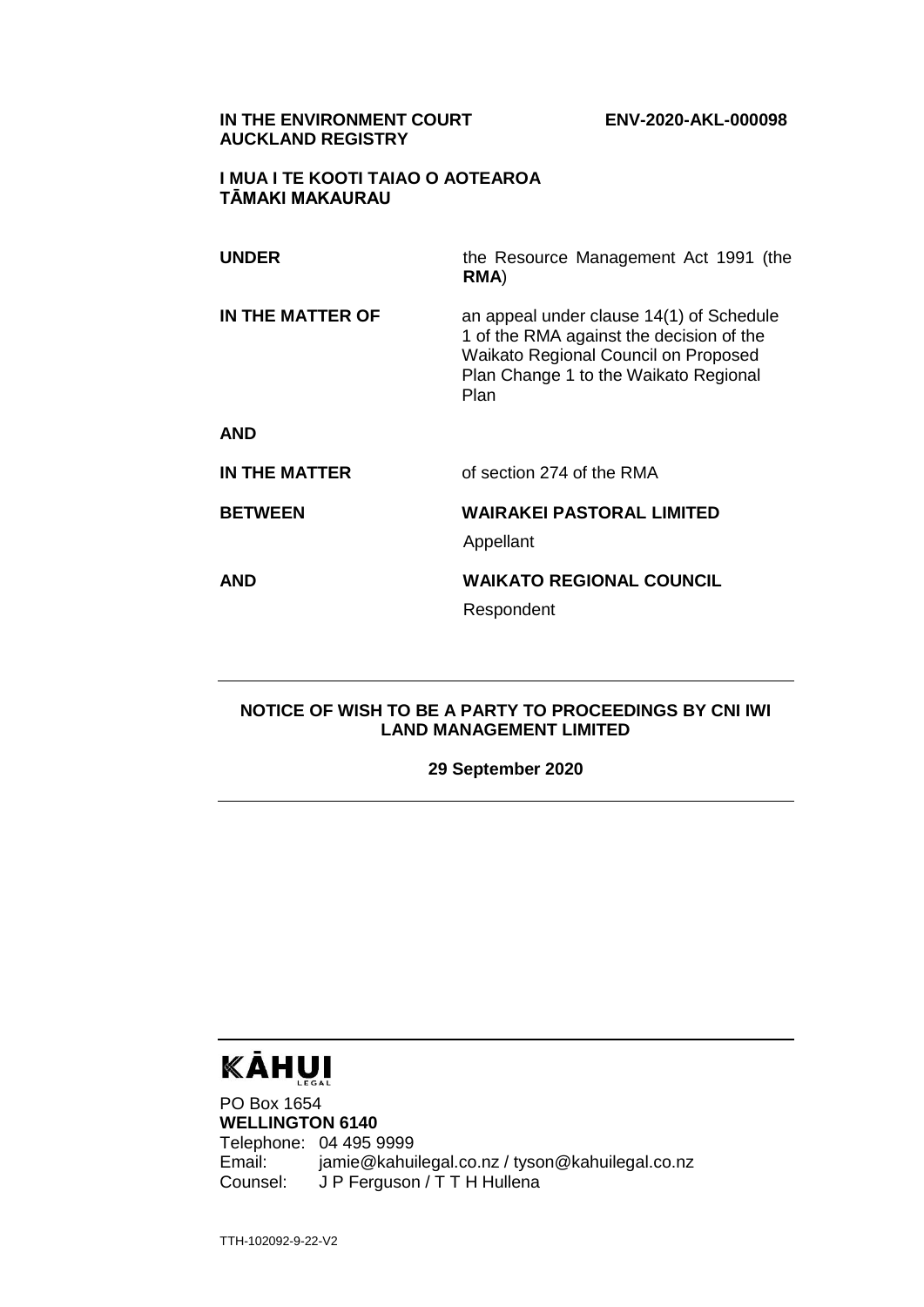**IN THE ENVIRONMENT COURT**
**AUCKLAND REGISTRY**

**ENV-2020-AKL-000098**

**I MUA I TE KOOTI TAIAO O AOTEAROA**
**TĀMAKI MAKAURAU**

| | |
|---|---|
| **UNDER** | the Resource Management Act 1991 (the **RMA**) |
| **IN THE MATTER OF** | an appeal under clause 14(1) of Schedule 1 of the RMA against the decision of the Waikato Regional Council on Proposed Plan Change 1 to the Waikato Regional Plan |
| **AND** | |
| **IN THE MATTER** | of section 274 of the RMA |
| **BETWEEN** | **WAIRAKEI PASTORAL LIMITED**<br>Appellant |
| **AND** | **WAIKATO REGIONAL COUNCIL**<br>Respondent |

---

**NOTICE OF WISH TO BE A PARTY TO PROCEEDINGS BY CNI IWI LAND MANAGEMENT LIMITED**

**29 September 2020**

---

**KĀHUI** LEGAL

PO Box 1654
**WELLINGTON 6140**
Telephone: 04 495 9999
Email: jamie@kahuilegal.co.nz / tyson@kahuilegal.co.nz
Counsel: J P Ferguson / T T H Hullena

TTH-102092-9-22-V2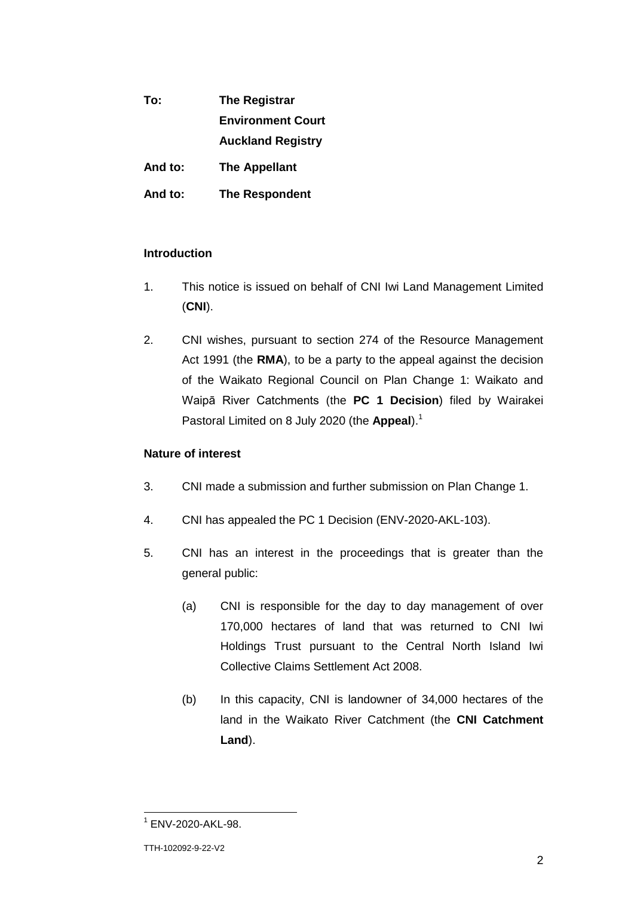**To:** **The Registrar**
**Environment Court**
**Auckland Registry**

**And to:** **The Appellant**

**And to:** **The Respondent**

**Introduction**

1. This notice is issued on behalf of CNI Iwi Land Management Limited (**CNI**).

2. CNI wishes, pursuant to section 274 of the Resource Management Act 1991 (the **RMA**), to be a party to the appeal against the decision of the Waikato Regional Council on Plan Change 1: Waikato and Waipā River Catchments (the **PC 1 Decision**) filed by Wairakei Pastoral Limited on 8 July 2020 (the **Appeal**).[1]

**Nature of interest**

3. CNI made a submission and further submission on Plan Change 1.

4. CNI has appealed the PC 1 Decision (ENV-2020-AKL-103).

5. CNI has an interest in the proceedings that is greater than the general public:

   (a) CNI is responsible for the day to day management of over 170,000 hectares of land that was returned to CNI Iwi Holdings Trust pursuant to the Central North Island Iwi Collective Claims Settlement Act 2008.

   (b) In this capacity, CNI is landowner of 34,000 hectares of the land in the Waikato River Catchment (the **CNI Catchment Land**).

---

[1] ENV-2020-AKL-98.

TTH-102092-9-22-V2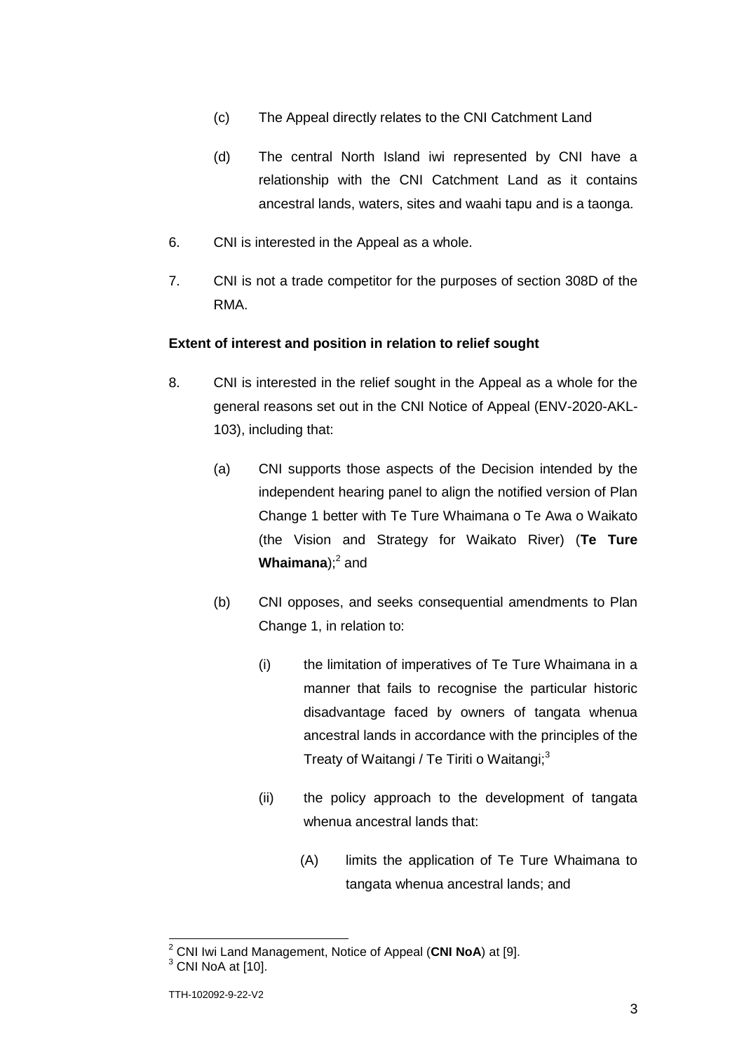(c) The Appeal directly relates to the CNI Catchment Land

(d) The central North Island iwi represented by CNI have a relationship with the CNI Catchment Land as it contains ancestral lands, waters, sites and waahi tapu and is a taonga.

6. CNI is interested in the Appeal as a whole.

7. CNI is not a trade competitor for the purposes of section 308D of the RMA.

**Extent of interest and position in relation to relief sought**

8. CNI is interested in the relief sought in the Appeal as a whole for the general reasons set out in the CNI Notice of Appeal (ENV-2020-AKL-103), including that:

   (a) CNI supports those aspects of the Decision intended by the independent hearing panel to align the notified version of Plan Change 1 better with Te Ture Whaimana o Te Awa o Waikato (the Vision and Strategy for Waikato River) (**Te Ture Whaimana**);[2] and

   (b) CNI opposes, and seeks consequential amendments to Plan Change 1, in relation to:

      (i) the limitation of imperatives of Te Ture Whaimana in a manner that fails to recognise the particular historic disadvantage faced by owners of tangata whenua ancestral lands in accordance with the principles of the Treaty of Waitangi / Te Tiriti o Waitangi;[3]

      (ii) the policy approach to the development of tangata whenua ancestral lands that:

         (A) limits the application of Te Ture Whaimana to tangata whenua ancestral lands; and

---

[2] CNI Iwi Land Management, Notice of Appeal (**CNI NoA**) at [9].

[3] CNI NoA at [10].

TTH-102092-9-22-V2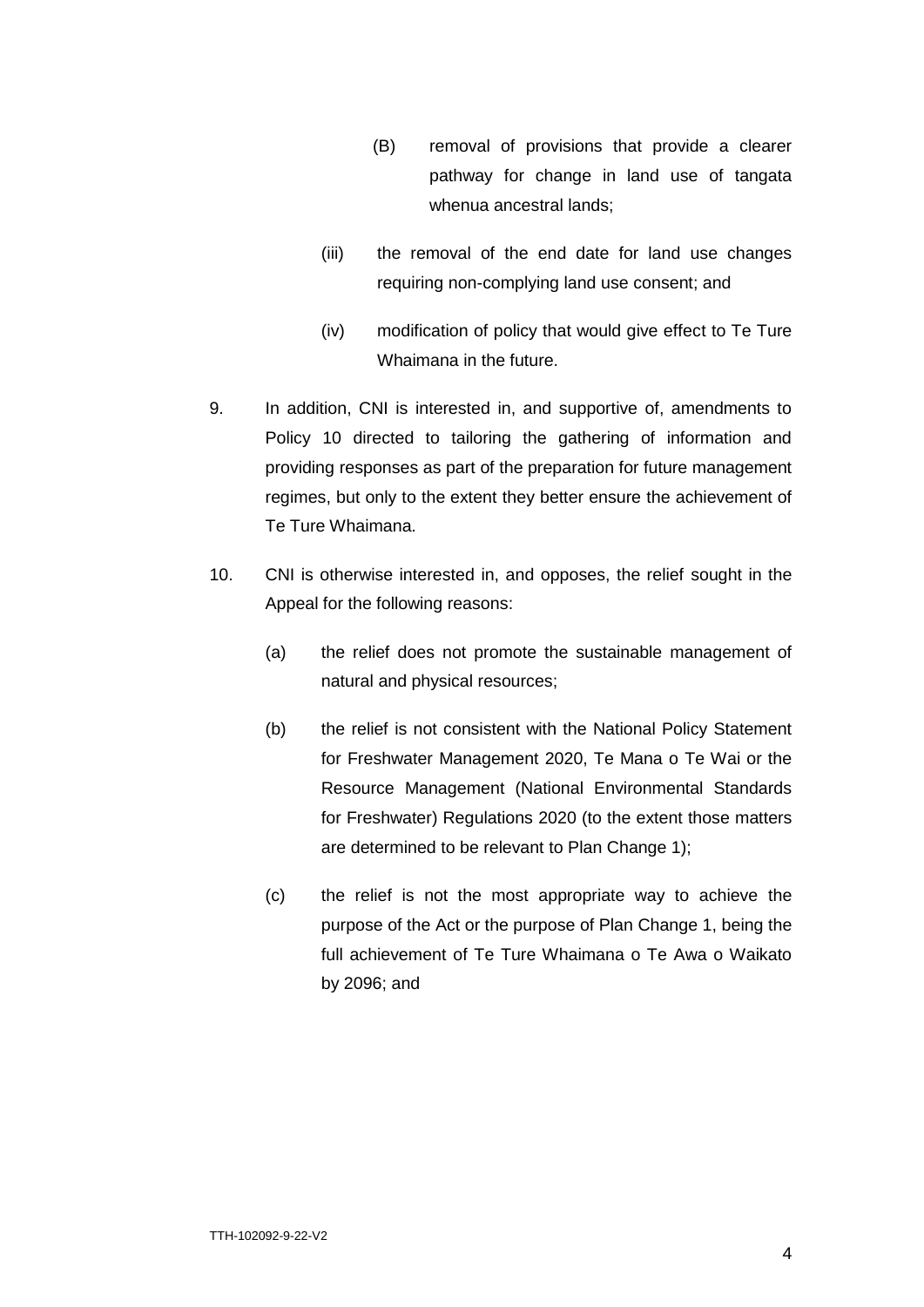(B) removal of provisions that provide a clearer pathway for change in land use of tangata whenua ancestral lands;

(iii) the removal of the end date for land use changes requiring non-complying land use consent; and

(iv) modification of policy that would give effect to Te Ture Whaimana in the future.

9. In addition, CNI is interested in, and supportive of, amendments to Policy 10 directed to tailoring the gathering of information and providing responses as part of the preparation for future management regimes, but only to the extent they better ensure the achievement of Te Ture Whaimana.

10. CNI is otherwise interested in, and opposes, the relief sought in the Appeal for the following reasons:

(a) the relief does not promote the sustainable management of natural and physical resources;

(b) the relief is not consistent with the National Policy Statement for Freshwater Management 2020, Te Mana o Te Wai or the Resource Management (National Environmental Standards for Freshwater) Regulations 2020 (to the extent those matters are determined to be relevant to Plan Change 1);

(c) the relief is not the most appropriate way to achieve the purpose of the Act or the purpose of Plan Change 1, being the full achievement of Te Ture Whaimana o Te Awa o Waikato by 2096; and

TTH-102092-9-22-V2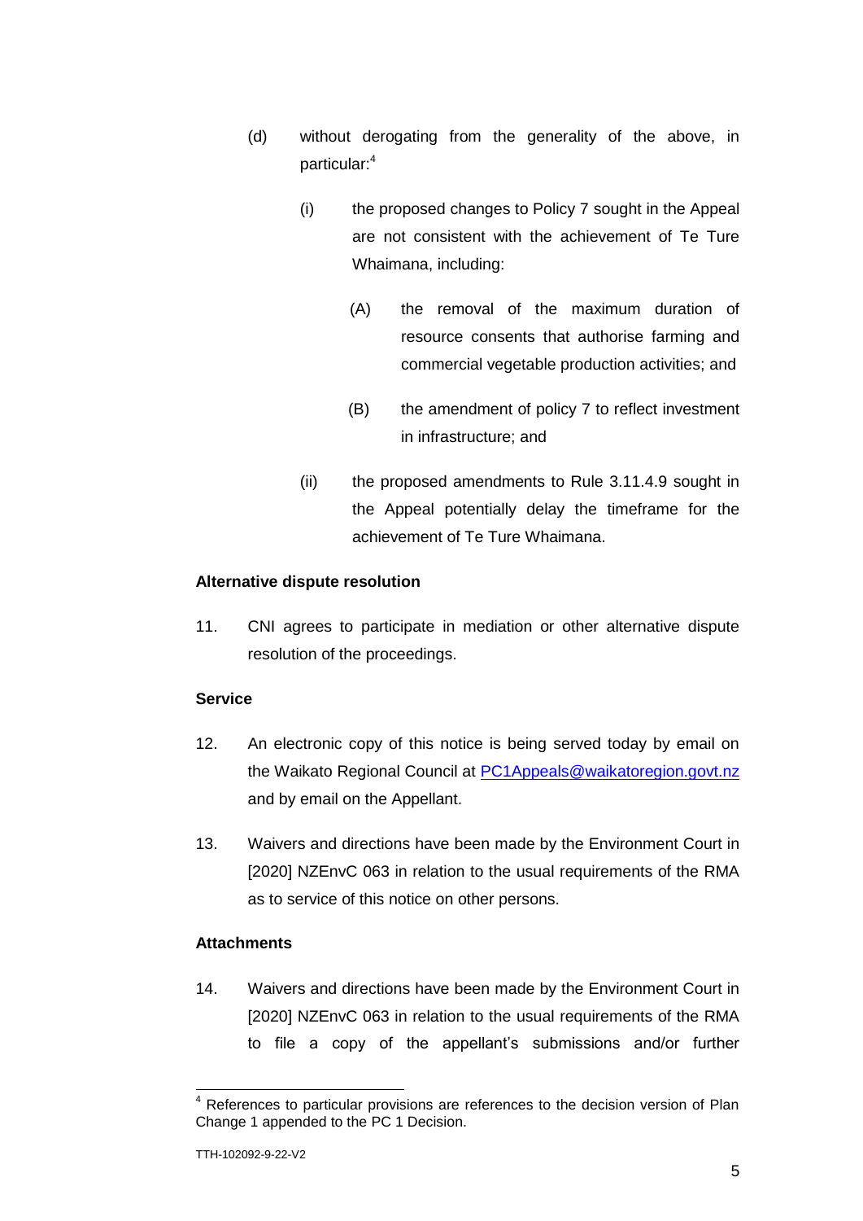(d) without derogating from the generality of the above, in particular:[4]

   (i) the proposed changes to Policy 7 sought in the Appeal are not consistent with the achievement of Te Ture Whaimana, including:

      (A) the removal of the maximum duration of resource consents that authorise farming and commercial vegetable production activities; and

      (B) the amendment of policy 7 to reflect investment in infrastructure; and

   (ii) the proposed amendments to Rule 3.11.4.9 sought in the Appeal potentially delay the timeframe for the achievement of Te Ture Whaimana.

**Alternative dispute resolution**

11. CNI agrees to participate in mediation or other alternative dispute resolution of the proceedings.

**Service**

12. An electronic copy of this notice is being served today by email on the Waikato Regional Council at PC1Appeals@waikatoregion.govt.nz and by email on the Appellant.

13. Waivers and directions have been made by the Environment Court in [2020] NZEnvC 063 in relation to the usual requirements of the RMA as to service of this notice on other persons.

**Attachments**

14. Waivers and directions have been made by the Environment Court in [2020] NZEnvC 063 in relation to the usual requirements of the RMA to file a copy of the appellant's submissions and/or further

---

[4] References to particular provisions are references to the decision version of Plan Change 1 appended to the PC 1 Decision.

TTH-102092-9-22-V2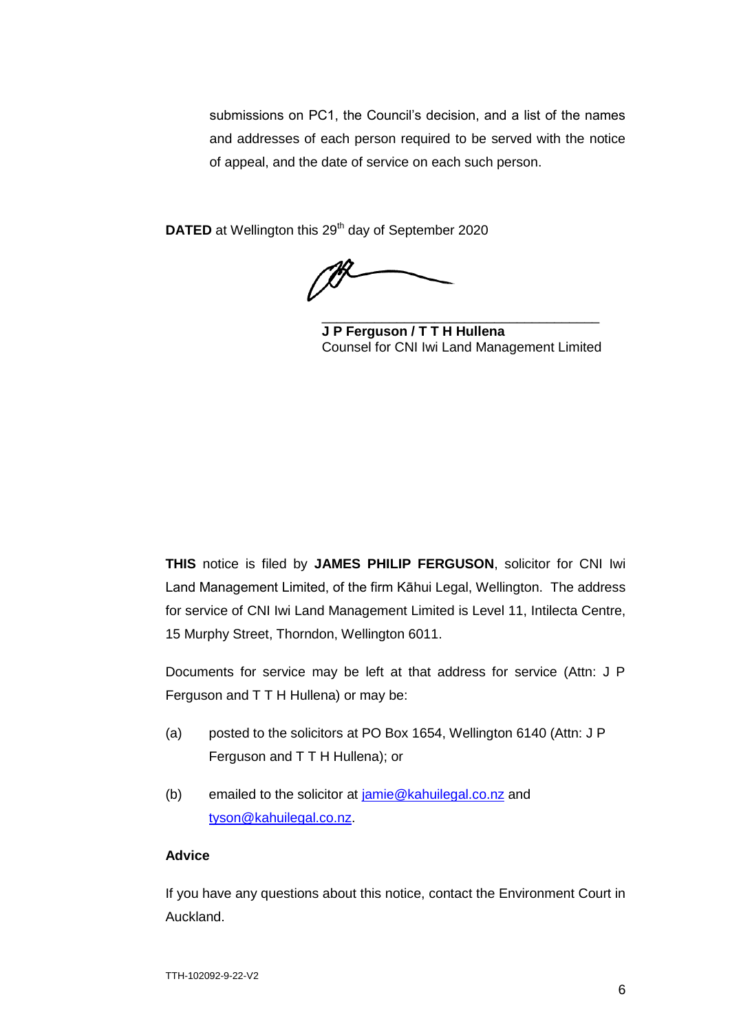submissions on PC1, the Council's decision, and a list of the names and addresses of each person required to be served with the notice of appeal, and the date of service on each such person.

**DATED** at Wellington this 29th day of September 2020

\_\_\_\_\_\_\_\_\_\_\_\_\_\_\_\_\_\_\_\_\_\_\_\_\_\_\_\_\_\_\_\_\_\_\_\_\_\_

**J P Ferguson / T T H Hullena**
Counsel for CNI Iwi Land Management Limited

**THIS** notice is filed by **JAMES PHILIP FERGUSON**, solicitor for CNI Iwi Land Management Limited, of the firm Kāhui Legal, Wellington. The address for service of CNI Iwi Land Management Limited is Level 11, Intilecta Centre, 15 Murphy Street, Thorndon, Wellington 6011.

Documents for service may be left at that address for service (Attn: J P Ferguson and T T H Hullena) or may be:

(a) posted to the solicitors at PO Box 1654, Wellington 6140 (Attn: J P Ferguson and T T H Hullena); or

(b) emailed to the solicitor at jamie@kahuilegal.co.nz and tyson@kahuilegal.co.nz.

**Advice**

If you have any questions about this notice, contact the Environment Court in Auckland.

TTH-102092-9-22-V2